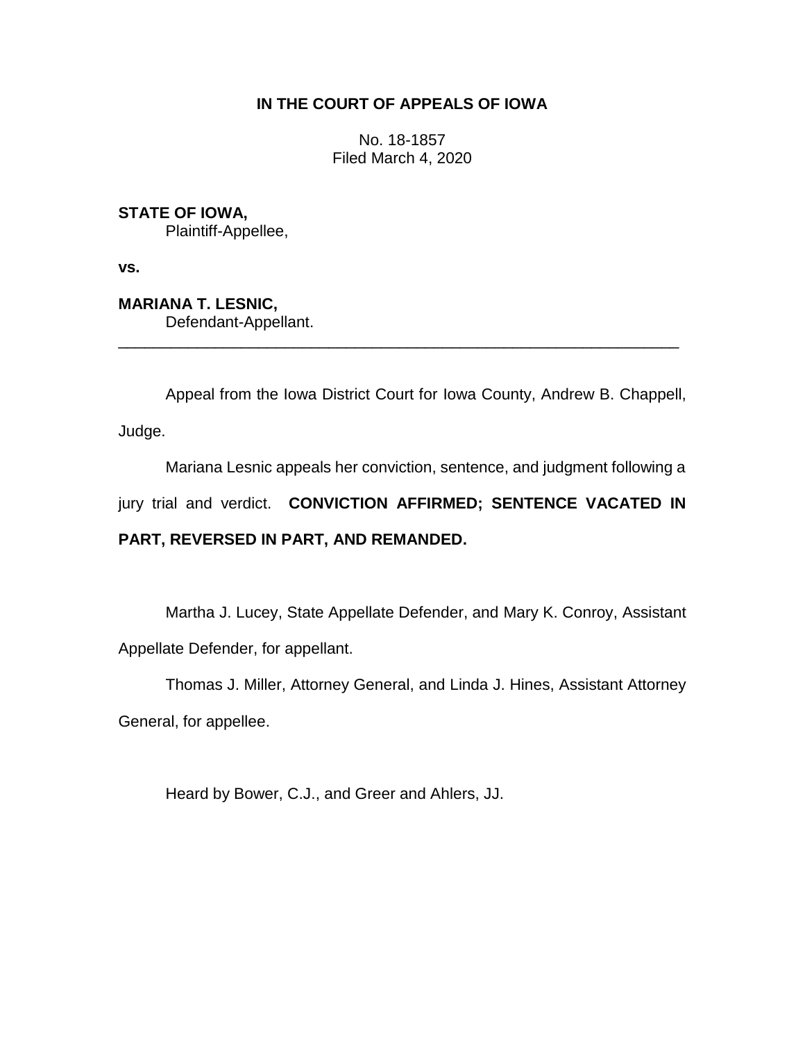# IN THE COURT OF APPEALS OF IOWA

No. 18-1857
Filed March 4, 2020

**STATE OF IOWA,**
Plaintiff-Appellee,

**vs.**

**MARIANA T. LESNIC,**
Defendant-Appellant.

---

Appeal from the Iowa District Court for Iowa County, Andrew B. Chappell, Judge.

Mariana Lesnic appeals her conviction, sentence, and judgment following a jury trial and verdict. **CONVICTION AFFIRMED; SENTENCE VACATED IN PART, REVERSED IN PART, AND REMANDED.**

Martha J. Lucey, State Appellate Defender, and Mary K. Conroy, Assistant Appellate Defender, for appellant.

Thomas J. Miller, Attorney General, and Linda J. Hines, Assistant Attorney General, for appellee.

Heard by Bower, C.J., and Greer and Ahlers, JJ.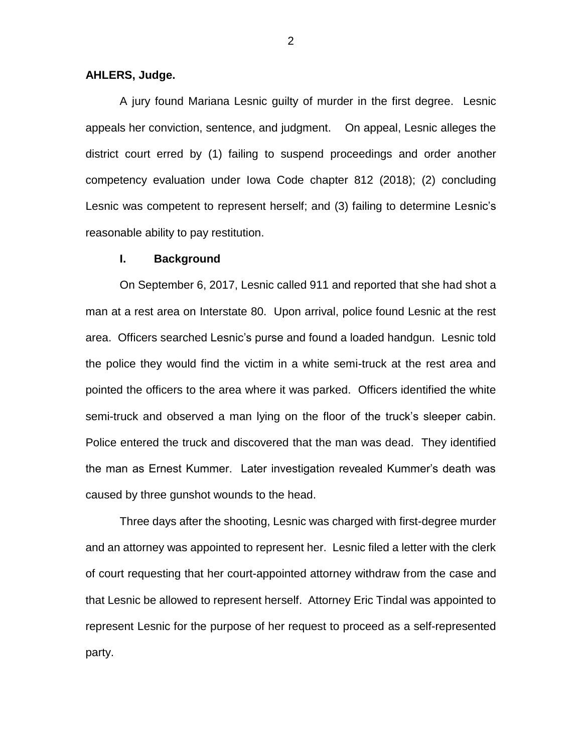**AHLERS, Judge.**

A jury found Mariana Lesnic guilty of murder in the first degree. Lesnic appeals her conviction, sentence, and judgment. On appeal, Lesnic alleges the district court erred by (1) failing to suspend proceedings and order another competency evaluation under Iowa Code chapter 812 (2018); (2) concluding Lesnic was competent to represent herself; and (3) failing to determine Lesnic's reasonable ability to pay restitution.

## I. Background

On September 6, 2017, Lesnic called 911 and reported that she had shot a man at a rest area on Interstate 80. Upon arrival, police found Lesnic at the rest area. Officers searched Lesnic's purse and found a loaded handgun. Lesnic told the police they would find the victim in a white semi-truck at the rest area and pointed the officers to the area where it was parked. Officers identified the white semi-truck and observed a man lying on the floor of the truck's sleeper cabin. Police entered the truck and discovered that the man was dead. They identified the man as Ernest Kummer. Later investigation revealed Kummer's death was caused by three gunshot wounds to the head.

Three days after the shooting, Lesnic was charged with first-degree murder and an attorney was appointed to represent her. Lesnic filed a letter with the clerk of court requesting that her court-appointed attorney withdraw from the case and that Lesnic be allowed to represent herself. Attorney Eric Tindal was appointed to represent Lesnic for the purpose of her request to proceed as a self-represented party.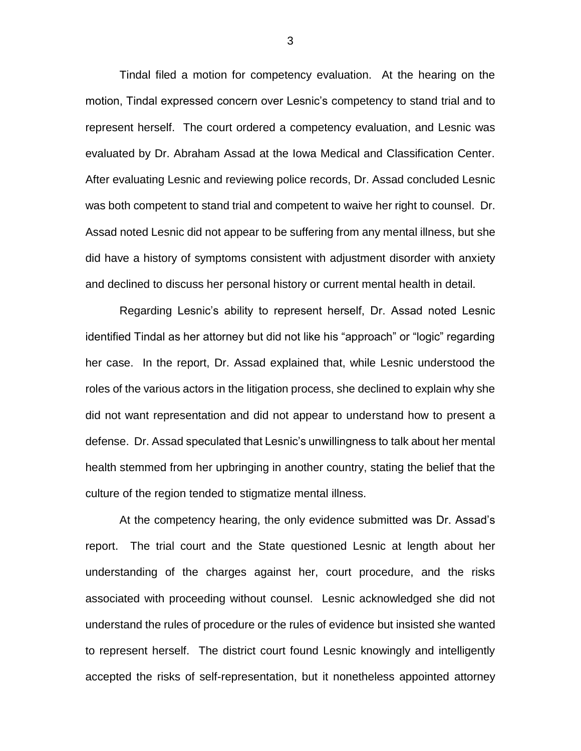Tindal filed a motion for competency evaluation. At the hearing on the motion, Tindal expressed concern over Lesnic's competency to stand trial and to represent herself. The court ordered a competency evaluation, and Lesnic was evaluated by Dr. Abraham Assad at the Iowa Medical and Classification Center. After evaluating Lesnic and reviewing police records, Dr. Assad concluded Lesnic was both competent to stand trial and competent to waive her right to counsel. Dr. Assad noted Lesnic did not appear to be suffering from any mental illness, but she did have a history of symptoms consistent with adjustment disorder with anxiety and declined to discuss her personal history or current mental health in detail.

Regarding Lesnic's ability to represent herself, Dr. Assad noted Lesnic identified Tindal as her attorney but did not like his "approach" or "logic" regarding her case. In the report, Dr. Assad explained that, while Lesnic understood the roles of the various actors in the litigation process, she declined to explain why she did not want representation and did not appear to understand how to present a defense. Dr. Assad speculated that Lesnic's unwillingness to talk about her mental health stemmed from her upbringing in another country, stating the belief that the culture of the region tended to stigmatize mental illness.

At the competency hearing, the only evidence submitted was Dr. Assad's report. The trial court and the State questioned Lesnic at length about her understanding of the charges against her, court procedure, and the risks associated with proceeding without counsel. Lesnic acknowledged she did not understand the rules of procedure or the rules of evidence but insisted she wanted to represent herself. The district court found Lesnic knowingly and intelligently accepted the risks of self-representation, but it nonetheless appointed attorney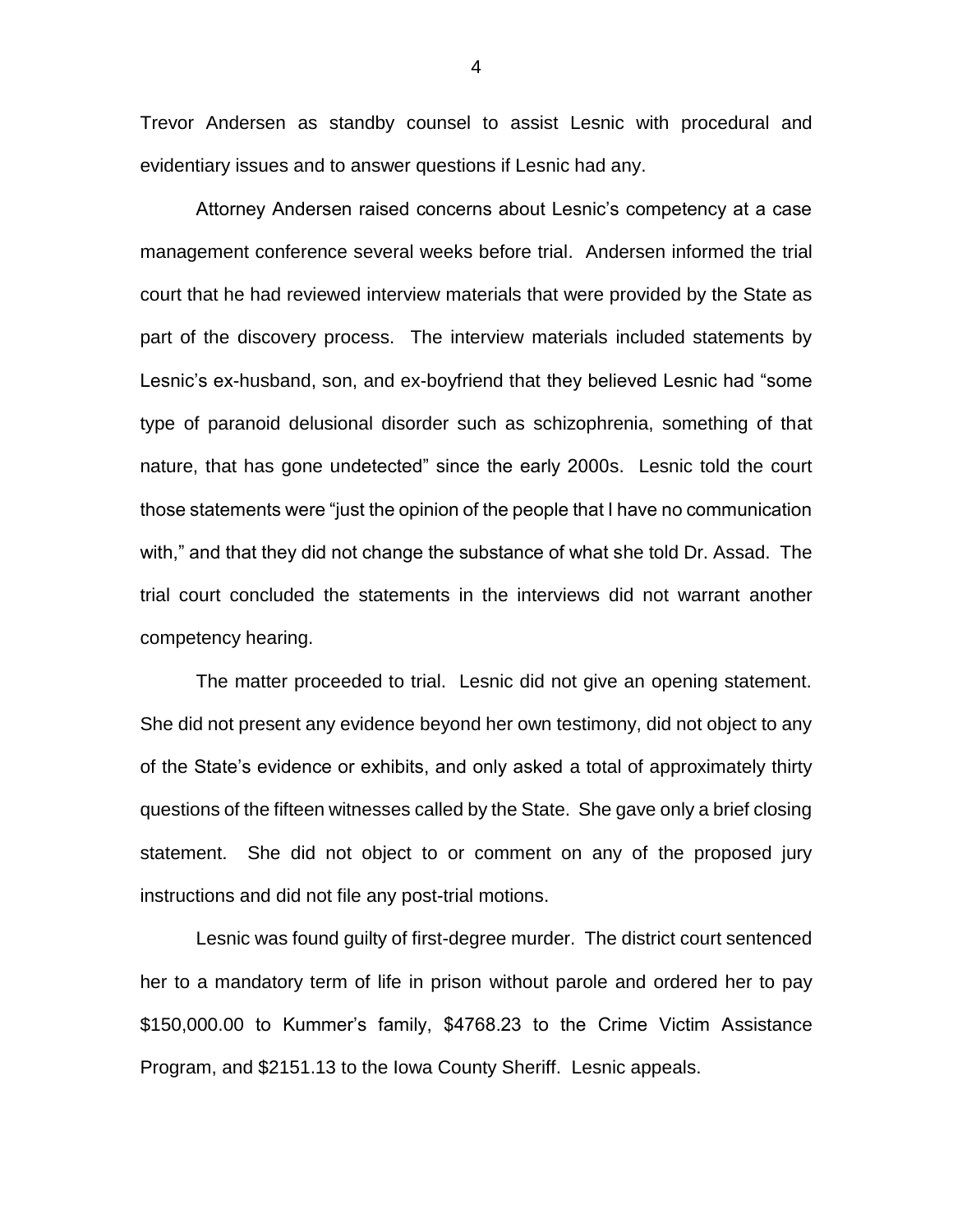Trevor Andersen as standby counsel to assist Lesnic with procedural and evidentiary issues and to answer questions if Lesnic had any.

Attorney Andersen raised concerns about Lesnic's competency at a case management conference several weeks before trial. Andersen informed the trial court that he had reviewed interview materials that were provided by the State as part of the discovery process. The interview materials included statements by Lesnic's ex-husband, son, and ex-boyfriend that they believed Lesnic had "some type of paranoid delusional disorder such as schizophrenia, something of that nature, that has gone undetected" since the early 2000s. Lesnic told the court those statements were "just the opinion of the people that I have no communication with," and that they did not change the substance of what she told Dr. Assad. The trial court concluded the statements in the interviews did not warrant another competency hearing.

The matter proceeded to trial. Lesnic did not give an opening statement. She did not present any evidence beyond her own testimony, did not object to any of the State's evidence or exhibits, and only asked a total of approximately thirty questions of the fifteen witnesses called by the State. She gave only a brief closing statement. She did not object to or comment on any of the proposed jury instructions and did not file any post-trial motions.

Lesnic was found guilty of first-degree murder. The district court sentenced her to a mandatory term of life in prison without parole and ordered her to pay $150,000.00 to Kummer's family, $4768.23 to the Crime Victim Assistance Program, and $2151.13 to the Iowa County Sheriff. Lesnic appeals.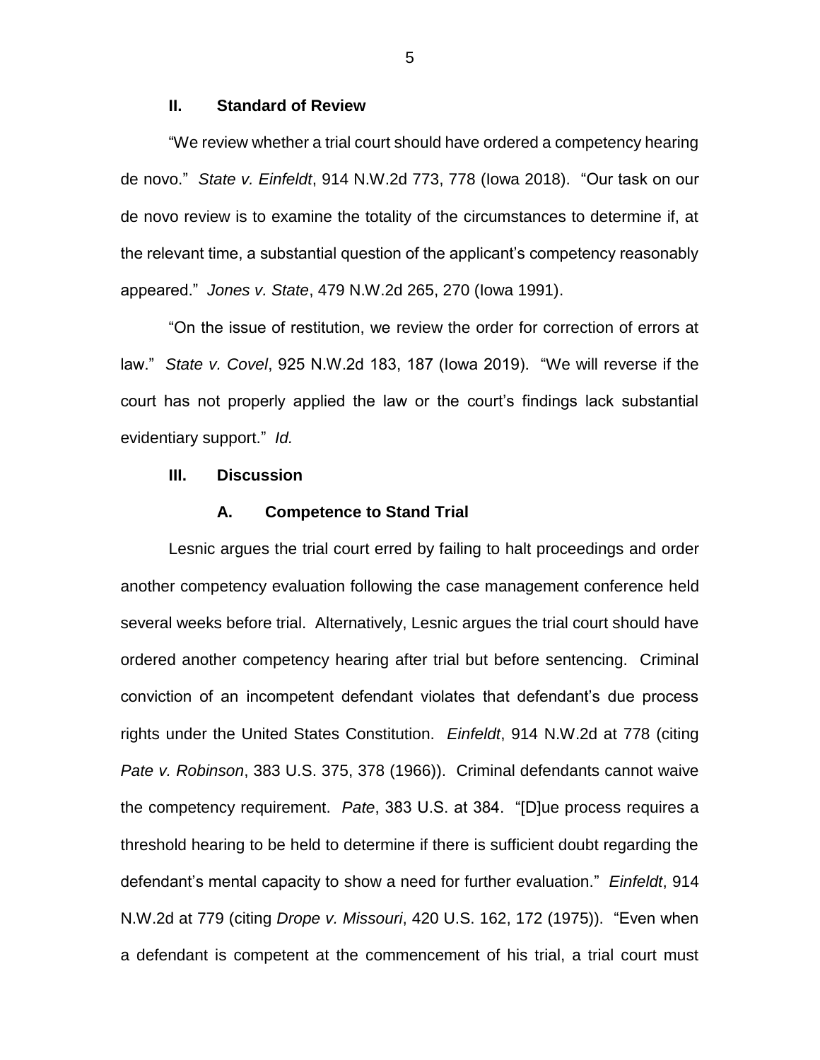## II. Standard of Review

"We review whether a trial court should have ordered a competency hearing de novo." *State v. Einfeldt*, 914 N.W.2d 773, 778 (Iowa 2018). "Our task on our de novo review is to examine the totality of the circumstances to determine if, at the relevant time, a substantial question of the applicant's competency reasonably appeared." *Jones v. State*, 479 N.W.2d 265, 270 (Iowa 1991).

"On the issue of restitution, we review the order for correction of errors at law." *State v. Covel*, 925 N.W.2d 183, 187 (Iowa 2019). "We will reverse if the court has not properly applied the law or the court's findings lack substantial evidentiary support." *Id.*

## III. Discussion

### A. Competence to Stand Trial

Lesnic argues the trial court erred by failing to halt proceedings and order another competency evaluation following the case management conference held several weeks before trial. Alternatively, Lesnic argues the trial court should have ordered another competency hearing after trial but before sentencing. Criminal conviction of an incompetent defendant violates that defendant's due process rights under the United States Constitution. *Einfeldt*, 914 N.W.2d at 778 (citing *Pate v. Robinson*, 383 U.S. 375, 378 (1966)). Criminal defendants cannot waive the competency requirement. *Pate*, 383 U.S. at 384. "[D]ue process requires a threshold hearing to be held to determine if there is sufficient doubt regarding the defendant's mental capacity to show a need for further evaluation." *Einfeldt*, 914 N.W.2d at 779 (citing *Drope v. Missouri*, 420 U.S. 162, 172 (1975)). "Even when a defendant is competent at the commencement of his trial, a trial court must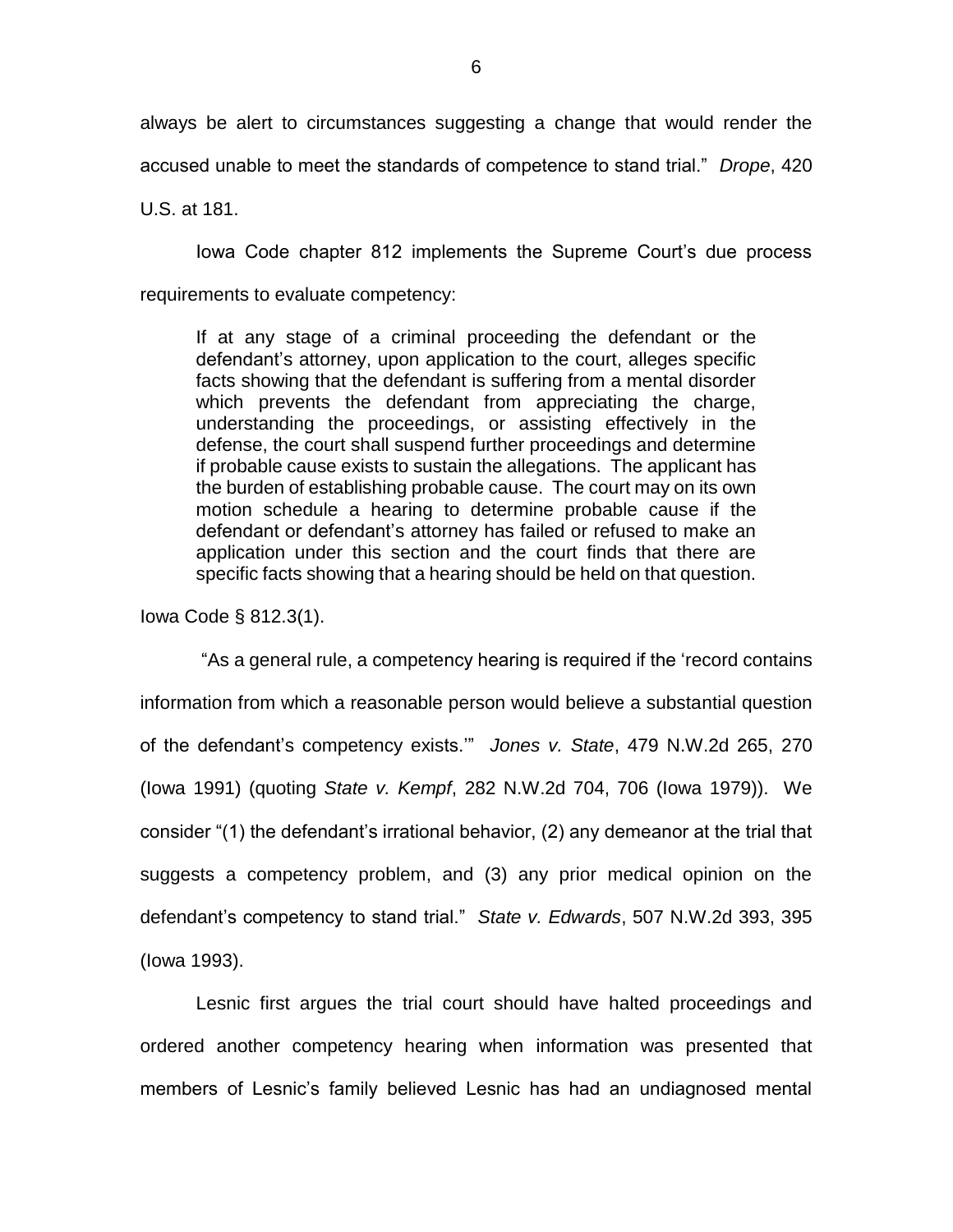always be alert to circumstances suggesting a change that would render the accused unable to meet the standards of competence to stand trial." *Drope*, 420 U.S. at 181.

Iowa Code chapter 812 implements the Supreme Court's due process requirements to evaluate competency:

> If at any stage of a criminal proceeding the defendant or the defendant's attorney, upon application to the court, alleges specific facts showing that the defendant is suffering from a mental disorder which prevents the defendant from appreciating the charge, understanding the proceedings, or assisting effectively in the defense, the court shall suspend further proceedings and determine if probable cause exists to sustain the allegations. The applicant has the burden of establishing probable cause. The court may on its own motion schedule a hearing to determine probable cause if the defendant or defendant's attorney has failed or refused to make an application under this section and the court finds that there are specific facts showing that a hearing should be held on that question.

Iowa Code § 812.3(1).

"As a general rule, a competency hearing is required if the 'record contains information from which a reasonable person would believe a substantial question of the defendant's competency exists.'" *Jones v. State*, 479 N.W.2d 265, 270 (Iowa 1991) (quoting *State v. Kempf*, 282 N.W.2d 704, 706 (Iowa 1979)). We consider "(1) the defendant's irrational behavior, (2) any demeanor at the trial that suggests a competency problem, and (3) any prior medical opinion on the defendant's competency to stand trial." *State v. Edwards*, 507 N.W.2d 393, 395 (Iowa 1993).

Lesnic first argues the trial court should have halted proceedings and ordered another competency hearing when information was presented that members of Lesnic's family believed Lesnic has had an undiagnosed mental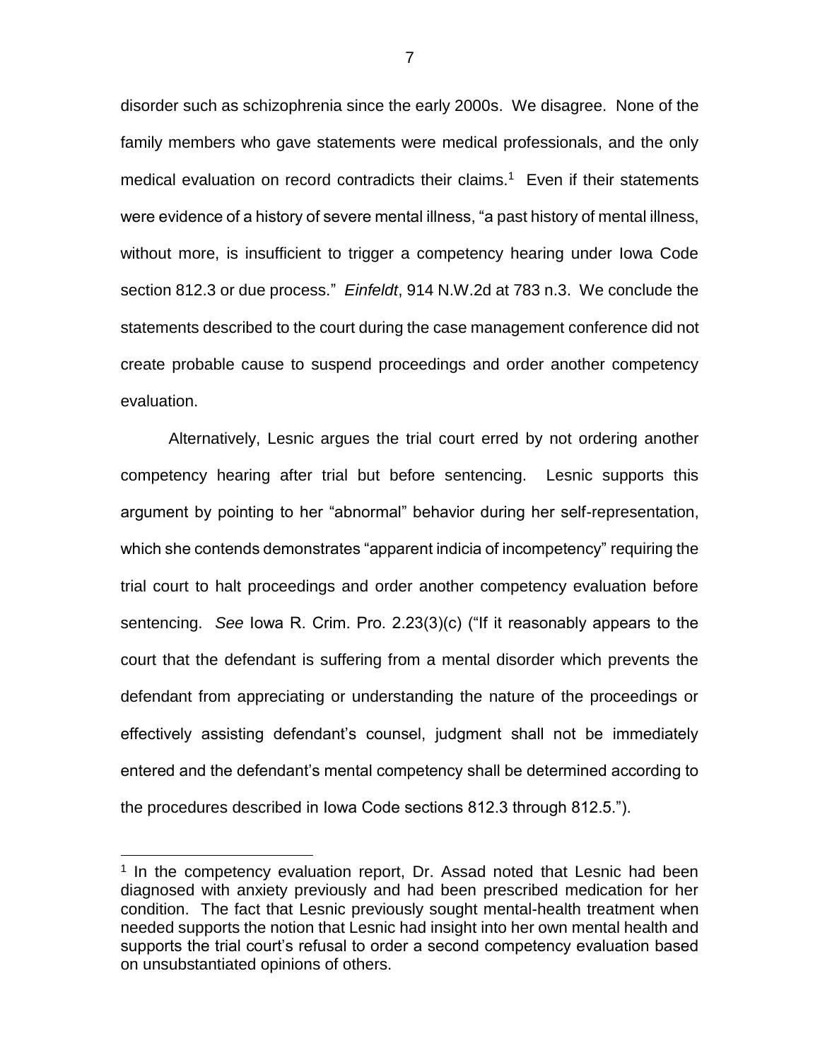disorder such as schizophrenia since the early 2000s. We disagree. None of the family members who gave statements were medical professionals, and the only medical evaluation on record contradicts their claims.[1] Even if their statements were evidence of a history of severe mental illness, "a past history of mental illness, without more, is insufficient to trigger a competency hearing under Iowa Code section 812.3 or due process." *Einfeldt*, 914 N.W.2d at 783 n.3. We conclude the statements described to the court during the case management conference did not create probable cause to suspend proceedings and order another competency evaluation.

Alternatively, Lesnic argues the trial court erred by not ordering another competency hearing after trial but before sentencing. Lesnic supports this argument by pointing to her "abnormal" behavior during her self-representation, which she contends demonstrates "apparent indicia of incompetency" requiring the trial court to halt proceedings and order another competency evaluation before sentencing. *See* Iowa R. Crim. Pro. 2.23(3)(c) ("If it reasonably appears to the court that the defendant is suffering from a mental disorder which prevents the defendant from appreciating or understanding the nature of the proceedings or effectively assisting defendant's counsel, judgment shall not be immediately entered and the defendant's mental competency shall be determined according to the procedures described in Iowa Code sections 812.3 through 812.5.").

[1] In the competency evaluation report, Dr. Assad noted that Lesnic had been diagnosed with anxiety previously and had been prescribed medication for her condition. The fact that Lesnic previously sought mental-health treatment when needed supports the notion that Lesnic had insight into her own mental health and supports the trial court's refusal to order a second competency evaluation based on unsubstantiated opinions of others.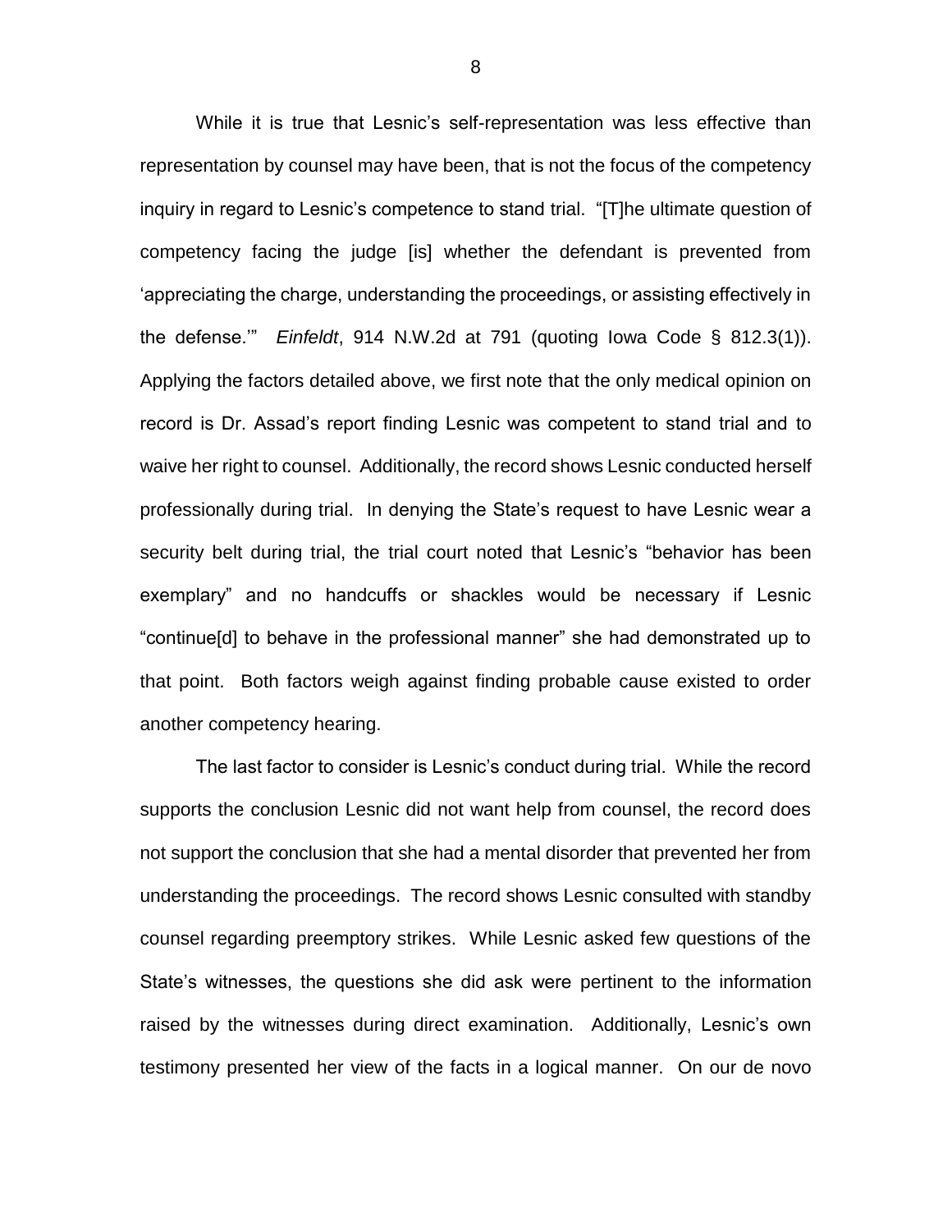While it is true that Lesnic's self-representation was less effective than representation by counsel may have been, that is not the focus of the competency inquiry in regard to Lesnic's competence to stand trial. "[T]he ultimate question of competency facing the judge [is] whether the defendant is prevented from 'appreciating the charge, understanding the proceedings, or assisting effectively in the defense.'" *Einfeldt*, 914 N.W.2d at 791 (quoting Iowa Code § 812.3(1)). Applying the factors detailed above, we first note that the only medical opinion on record is Dr. Assad's report finding Lesnic was competent to stand trial and to waive her right to counsel. Additionally, the record shows Lesnic conducted herself professionally during trial. In denying the State's request to have Lesnic wear a security belt during trial, the trial court noted that Lesnic's "behavior has been exemplary" and no handcuffs or shackles would be necessary if Lesnic "continue[d] to behave in the professional manner" she had demonstrated up to that point. Both factors weigh against finding probable cause existed to order another competency hearing.

The last factor to consider is Lesnic's conduct during trial. While the record supports the conclusion Lesnic did not want help from counsel, the record does not support the conclusion that she had a mental disorder that prevented her from understanding the proceedings. The record shows Lesnic consulted with standby counsel regarding preemptory strikes. While Lesnic asked few questions of the State's witnesses, the questions she did ask were pertinent to the information raised by the witnesses during direct examination. Additionally, Lesnic's own testimony presented her view of the facts in a logical manner. On our de novo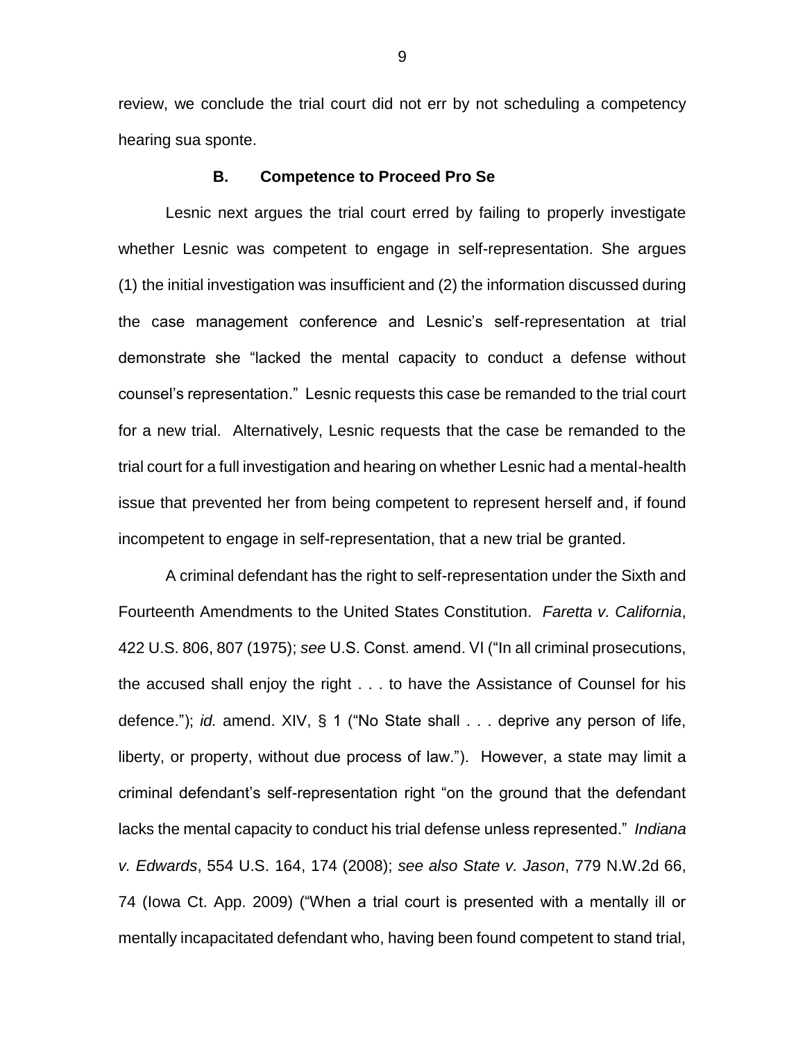review, we conclude the trial court did not err by not scheduling a competency hearing sua sponte.

### B. Competence to Proceed Pro Se

Lesnic next argues the trial court erred by failing to properly investigate whether Lesnic was competent to engage in self-representation. She argues (1) the initial investigation was insufficient and (2) the information discussed during the case management conference and Lesnic's self-representation at trial demonstrate she "lacked the mental capacity to conduct a defense without counsel's representation." Lesnic requests this case be remanded to the trial court for a new trial. Alternatively, Lesnic requests that the case be remanded to the trial court for a full investigation and hearing on whether Lesnic had a mental-health issue that prevented her from being competent to represent herself and, if found incompetent to engage in self-representation, that a new trial be granted.

A criminal defendant has the right to self-representation under the Sixth and Fourteenth Amendments to the United States Constitution. *Faretta v. California*, 422 U.S. 806, 807 (1975); *see* U.S. Const. amend. VI ("In all criminal prosecutions, the accused shall enjoy the right . . . to have the Assistance of Counsel for his defence."); *id.* amend. XIV, § 1 ("No State shall . . . deprive any person of life, liberty, or property, without due process of law."). However, a state may limit a criminal defendant's self-representation right "on the ground that the defendant lacks the mental capacity to conduct his trial defense unless represented." *Indiana v. Edwards*, 554 U.S. 164, 174 (2008); *see also State v. Jason*, 779 N.W.2d 66, 74 (Iowa Ct. App. 2009) ("When a trial court is presented with a mentally ill or mentally incapacitated defendant who, having been found competent to stand trial,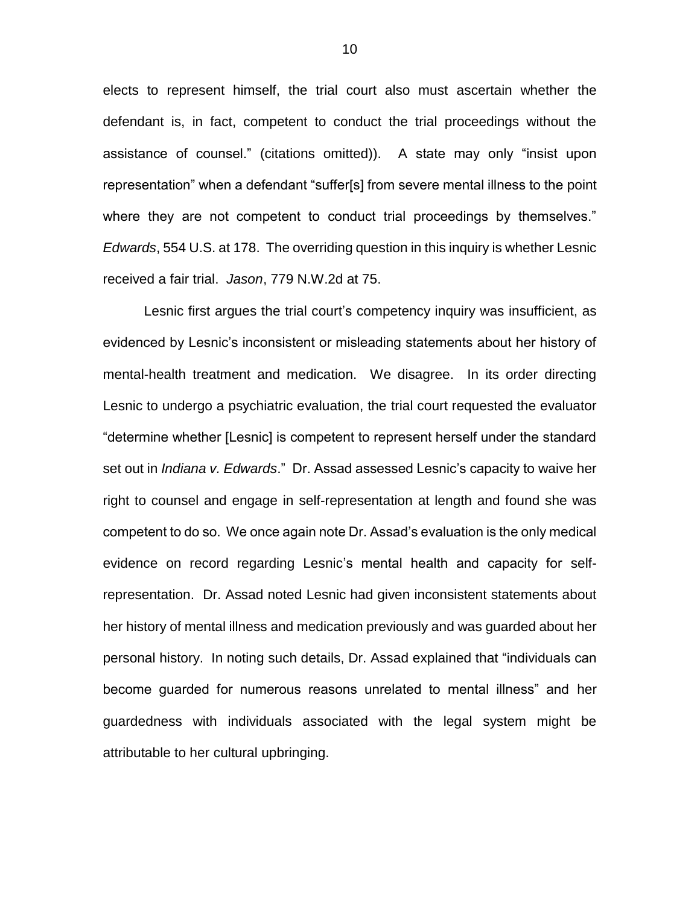elects to represent himself, the trial court also must ascertain whether the defendant is, in fact, competent to conduct the trial proceedings without the assistance of counsel." (citations omitted)). A state may only "insist upon representation" when a defendant "suffer[s] from severe mental illness to the point where they are not competent to conduct trial proceedings by themselves." *Edwards*, 554 U.S. at 178. The overriding question in this inquiry is whether Lesnic received a fair trial. *Jason*, 779 N.W.2d at 75.

Lesnic first argues the trial court's competency inquiry was insufficient, as evidenced by Lesnic's inconsistent or misleading statements about her history of mental-health treatment and medication. We disagree. In its order directing Lesnic to undergo a psychiatric evaluation, the trial court requested the evaluator "determine whether [Lesnic] is competent to represent herself under the standard set out in *Indiana v. Edwards*." Dr. Assad assessed Lesnic's capacity to waive her right to counsel and engage in self-representation at length and found she was competent to do so. We once again note Dr. Assad's evaluation is the only medical evidence on record regarding Lesnic's mental health and capacity for self-representation. Dr. Assad noted Lesnic had given inconsistent statements about her history of mental illness and medication previously and was guarded about her personal history. In noting such details, Dr. Assad explained that "individuals can become guarded for numerous reasons unrelated to mental illness" and her guardedness with individuals associated with the legal system might be attributable to her cultural upbringing.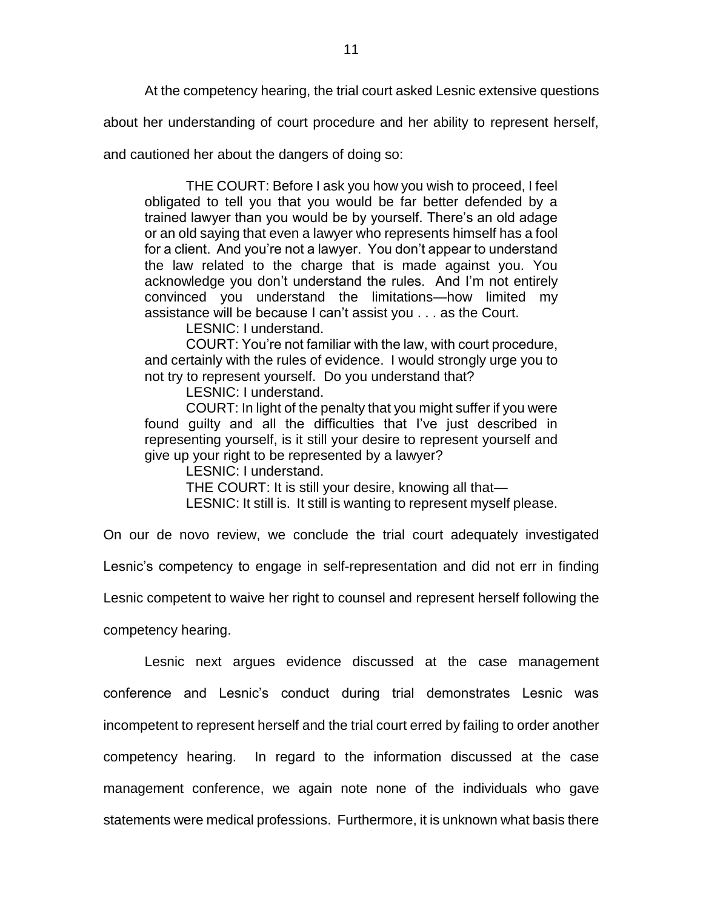At the competency hearing, the trial court asked Lesnic extensive questions about her understanding of court procedure and her ability to represent herself, and cautioned her about the dangers of doing so:

> THE COURT: Before I ask you how you wish to proceed, I feel obligated to tell you that you would be far better defended by a trained lawyer than you would be by yourself. There's an old adage or an old saying that even a lawyer who represents himself has a fool for a client. And you're not a lawyer. You don't appear to understand the law related to the charge that is made against you. You acknowledge you don't understand the rules. And I'm not entirely convinced you understand the limitations—how limited my assistance will be because I can't assist you . . . as the Court.
>
> LESNIC: I understand.
>
> COURT: You're not familiar with the law, with court procedure, and certainly with the rules of evidence. I would strongly urge you to not try to represent yourself. Do you understand that?
>
> LESNIC: I understand.
>
> COURT: In light of the penalty that you might suffer if you were found guilty and all the difficulties that I've just described in representing yourself, is it still your desire to represent yourself and give up your right to be represented by a lawyer?
>
> LESNIC: I understand.
>
> THE COURT: It is still your desire, knowing all that—
>
> LESNIC: It still is. It still is wanting to represent myself please.

On our de novo review, we conclude the trial court adequately investigated Lesnic's competency to engage in self-representation and did not err in finding Lesnic competent to waive her right to counsel and represent herself following the competency hearing.

Lesnic next argues evidence discussed at the case management conference and Lesnic's conduct during trial demonstrates Lesnic was incompetent to represent herself and the trial court erred by failing to order another competency hearing. In regard to the information discussed at the case management conference, we again note none of the individuals who gave statements were medical professions. Furthermore, it is unknown what basis there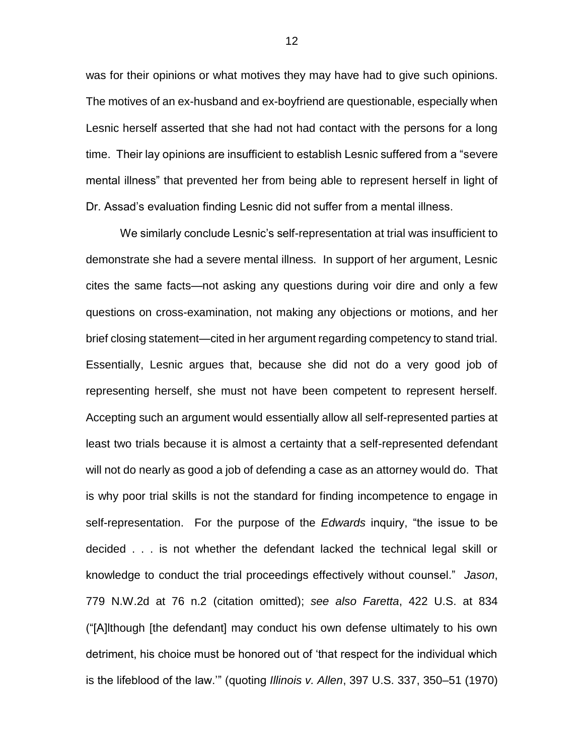was for their opinions or what motives they may have had to give such opinions. The motives of an ex-husband and ex-boyfriend are questionable, especially when Lesnic herself asserted that she had not had contact with the persons for a long time. Their lay opinions are insufficient to establish Lesnic suffered from a "severe mental illness" that prevented her from being able to represent herself in light of Dr. Assad's evaluation finding Lesnic did not suffer from a mental illness.

We similarly conclude Lesnic's self-representation at trial was insufficient to demonstrate she had a severe mental illness. In support of her argument, Lesnic cites the same facts—not asking any questions during voir dire and only a few questions on cross-examination, not making any objections or motions, and her brief closing statement—cited in her argument regarding competency to stand trial. Essentially, Lesnic argues that, because she did not do a very good job of representing herself, she must not have been competent to represent herself. Accepting such an argument would essentially allow all self-represented parties at least two trials because it is almost a certainty that a self-represented defendant will not do nearly as good a job of defending a case as an attorney would do. That is why poor trial skills is not the standard for finding incompetence to engage in self-representation. For the purpose of the *Edwards* inquiry, "the issue to be decided . . . is not whether the defendant lacked the technical legal skill or knowledge to conduct the trial proceedings effectively without counsel." *Jason*, 779 N.W.2d at 76 n.2 (citation omitted); *see also Faretta*, 422 U.S. at 834 ("[A]lthough [the defendant] may conduct his own defense ultimately to his own detriment, his choice must be honored out of 'that respect for the individual which is the lifeblood of the law.'" (quoting *Illinois v. Allen*, 397 U.S. 337, 350–51 (1970)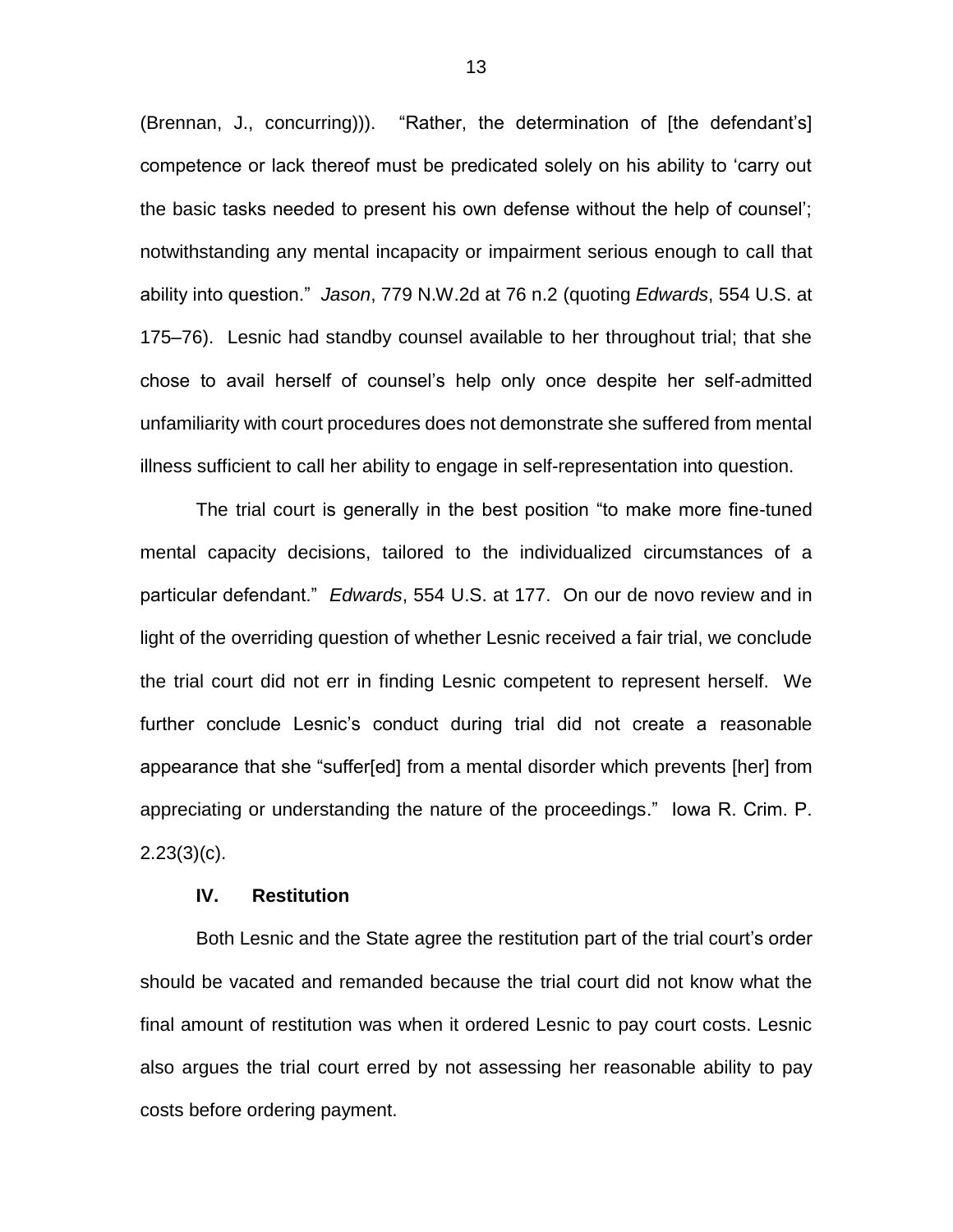(Brennan, J., concurring))). "Rather, the determination of [the defendant's] competence or lack thereof must be predicated solely on his ability to 'carry out the basic tasks needed to present his own defense without the help of counsel'; notwithstanding any mental incapacity or impairment serious enough to call that ability into question." *Jason*, 779 N.W.2d at 76 n.2 (quoting *Edwards*, 554 U.S. at 175–76). Lesnic had standby counsel available to her throughout trial; that she chose to avail herself of counsel's help only once despite her self-admitted unfamiliarity with court procedures does not demonstrate she suffered from mental illness sufficient to call her ability to engage in self-representation into question.

The trial court is generally in the best position "to make more fine-tuned mental capacity decisions, tailored to the individualized circumstances of a particular defendant." *Edwards*, 554 U.S. at 177. On our de novo review and in light of the overriding question of whether Lesnic received a fair trial, we conclude the trial court did not err in finding Lesnic competent to represent herself. We further conclude Lesnic's conduct during trial did not create a reasonable appearance that she "suffer[ed] from a mental disorder which prevents [her] from appreciating or understanding the nature of the proceedings." Iowa R. Crim. P. 2.23(3)(c).

## IV. Restitution

Both Lesnic and the State agree the restitution part of the trial court's order should be vacated and remanded because the trial court did not know what the final amount of restitution was when it ordered Lesnic to pay court costs. Lesnic also argues the trial court erred by not assessing her reasonable ability to pay costs before ordering payment.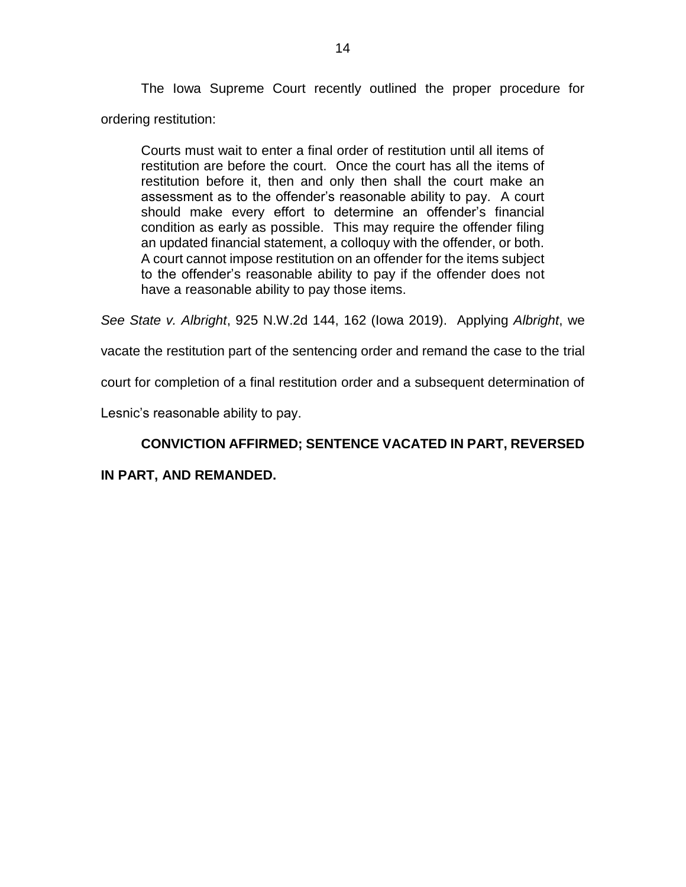The Iowa Supreme Court recently outlined the proper procedure for ordering restitution:

> Courts must wait to enter a final order of restitution until all items of restitution are before the court. Once the court has all the items of restitution before it, then and only then shall the court make an assessment as to the offender's reasonable ability to pay. A court should make every effort to determine an offender's financial condition as early as possible. This may require the offender filing an updated financial statement, a colloquy with the offender, or both. A court cannot impose restitution on an offender for the items subject to the offender's reasonable ability to pay if the offender does not have a reasonable ability to pay those items.

*See State v. Albright*, 925 N.W.2d 144, 162 (Iowa 2019). Applying *Albright*, we vacate the restitution part of the sentencing order and remand the case to the trial court for completion of a final restitution order and a subsequent determination of Lesnic's reasonable ability to pay.

**CONVICTION AFFIRMED; SENTENCE VACATED IN PART, REVERSED IN PART, AND REMANDED.**